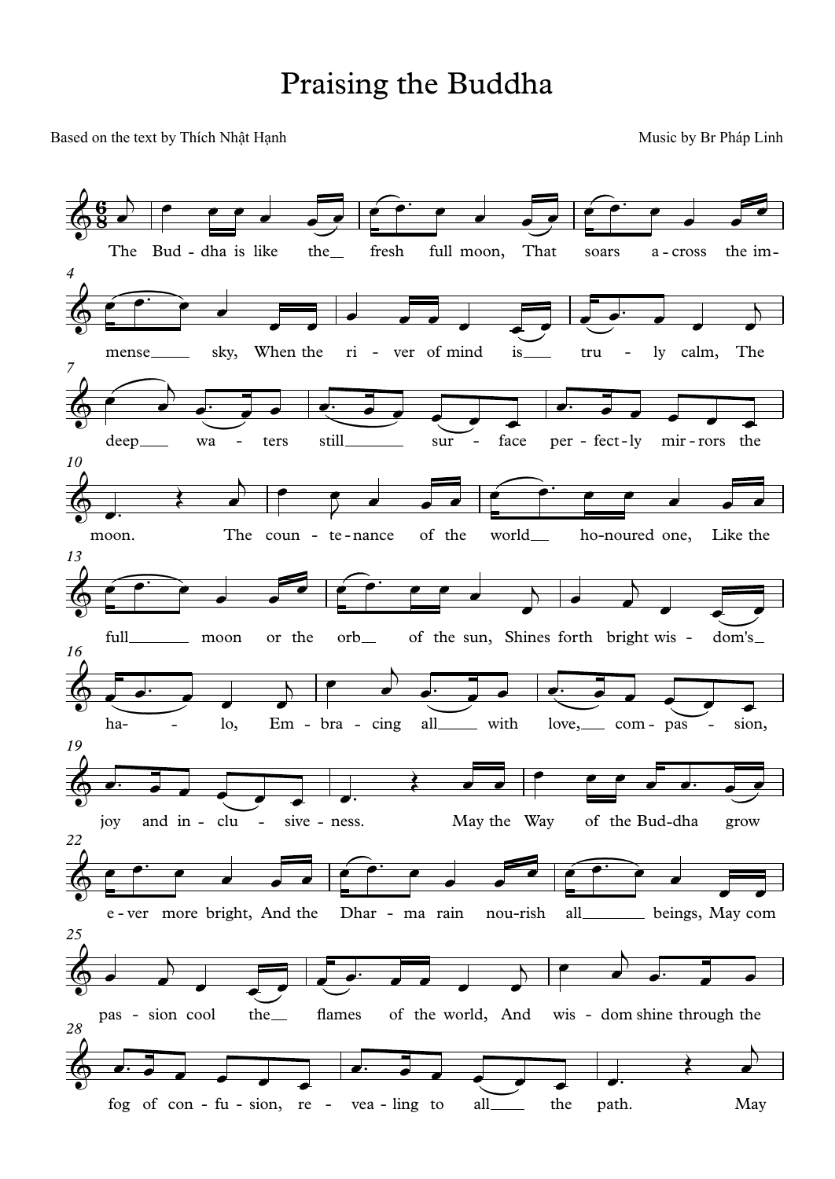# Praising the Buddha

Based on the text by Thích Nhật Hạnh

Music by Br Pháp Linh

The Bud - dha is like the__ fresh full moon, That soars a - cross the im - mense____ sky, When the ri - ver of mind is__ tru - ly calm, The deep__ wa - ters still____ sur - face per - fect - ly mir - rors the moon. The coun - te - nance of the world__ ho-noured one, Like the full______ moon or the orb__ of the sun, Shines forth bright wis - dom's_ ha- - lo, Em - bra - cing all____ with love,__ com - pas - sion, joy and in - clu - sive - ness. May the Way of the Bud-dha grow e - ver more bright, And the Dhar - ma rain nou-rish all______ beings, May com pas - sion cool the__ flames of the world, And wis - dom shine through the fog of con - fu - sion, re - vea - ling to all____ the path. May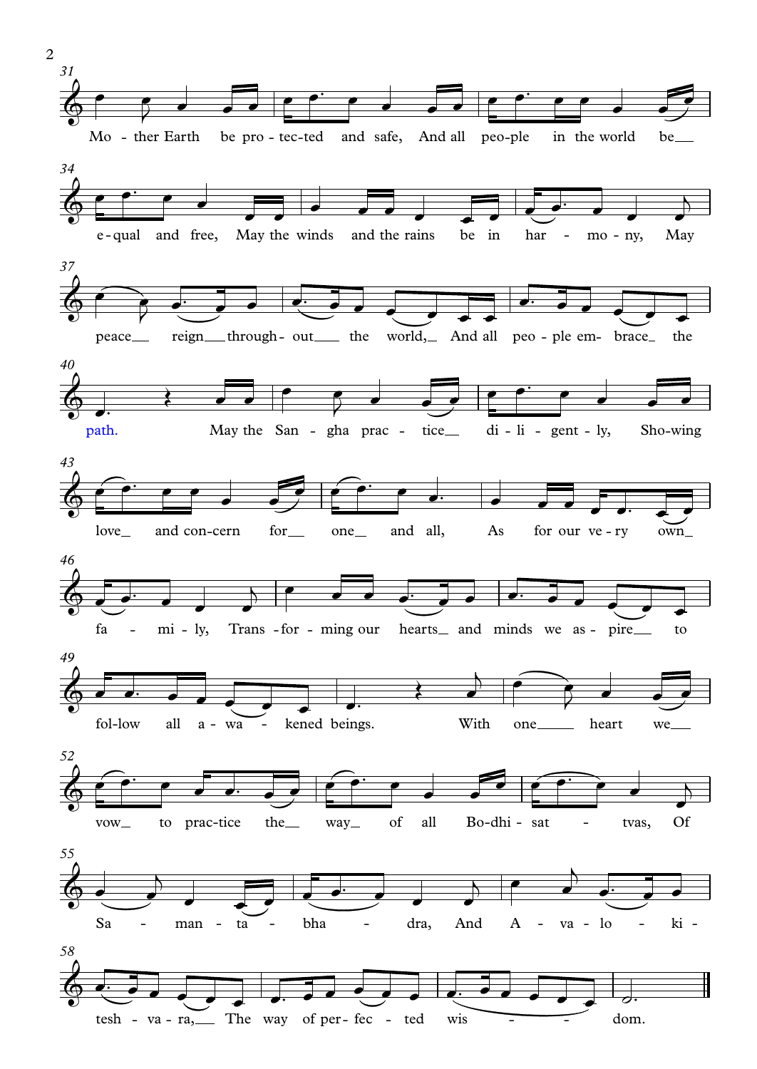31

Mo - ther Earth be pro - tec-ted and safe, And all peo-ple in the world be__

34

e-qual and free, May the winds and the rains be in har - mo - ny, May

37

peace__ reign__ through - out__ the world,__ And all peo - ple em- brace_ the

40

path. May the San - gha prac - tice__ di - li - gent - ly, Sho-wing

43

love_ and con-cern for__ one_ and all, As for our ve - ry own_

46

fa - mi - ly, Trans - for - ming our hearts_ and minds we as - pire__ to

49

fol-low all a - wa - kened beings. With one____ heart we__

52

vow_ to prac-tice the__ way_ of all Bo-dhi - sat - tvas, Of

55

Sa - man - ta - bha - dra, And A - va - lo - ki -

58

tesh - va - ra,__ The way of per- fec - ted wis - - dom.